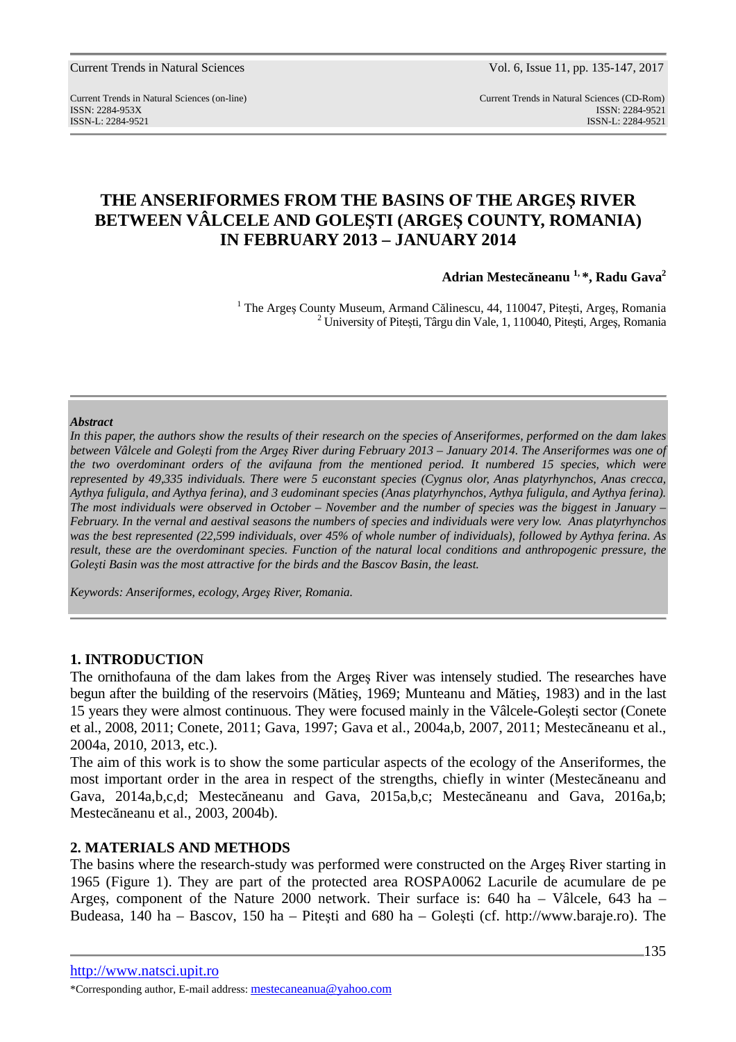# THE ANSERIFORMES FROM THE BASINS OF THE ARGEŞ RIVER BETWEEN VÂLCELE AND GOLEŞTI (ARGEŞ COUNTY, ROMANIA) IN FEBRUARY 2013 – JANUARY 2014

**Adrian Mestecăneanu [1,]*, Radu Gava[2]**

[1] The Argeş County Museum, Armand Călinescu, 44, 110047, Piteşti, Argeş, Romania
[2] University of Piteşti, Târgu din Vale, 1, 110040, Piteşti, Argeş, Romania

***Abstract***

*In this paper, the authors show the results of their research on the species of Anseriformes, performed on the dam lakes between Vâlcele and Goleşti from the Argeş River during February 2013 – January 2014. The Anseriformes was one of the two overdominant orders of the avifauna from the mentioned period. It numbered 15 species, which were represented by 49,335 individuals. There were 5 euconstant species (Cygnus olor, Anas platyrhynchos, Anas crecca, Aythya fuligula, and Aythya ferina), and 3 eudominant species (Anas platyrhynchos, Aythya fuligula, and Aythya ferina). The most individuals were observed in October – November and the number of species was the biggest in January – February. In the vernal and aestival seasons the numbers of species and individuals were very low. Anas platyrhynchos was the best represented (22,599 individuals, over 45% of whole number of individuals), followed by Aythya ferina. As result, these are the overdominant species. Function of the natural local conditions and anthropogenic pressure, the Goleşti Basin was the most attractive for the birds and the Bascov Basin, the least.*

*Keywords: Anseriformes, ecology, Argeş River, Romania.*

## 1. INTRODUCTION

The ornithofauna of the dam lakes from the Argeş River was intensely studied. The researches have begun after the building of the reservoirs (Mătieş, 1969; Munteanu and Mătieş, 1983) and in the last 15 years they were almost continuous. They were focused mainly in the Vâlcele-Goleşti sector (Conete et al., 2008, 2011; Conete, 2011; Gava, 1997; Gava et al., 2004a,b, 2007, 2011; Mestecăneanu et al., 2004a, 2010, 2013, etc.).

The aim of this work is to show the some particular aspects of the ecology of the Anseriformes, the most important order in the area in respect of the strengths, chiefly in winter (Mestecăneanu and Gava, 2014a,b,c,d; Mestecăneanu and Gava, 2015a,b,c; Mestecăneanu and Gava, 2016a,b; Mestecăneanu et al., 2003, 2004b).

## 2. MATERIALS AND METHODS

The basins where the research-study was performed were constructed on the Argeş River starting in 1965 (Figure 1). They are part of the protected area ROSPA0062 Lacurile de acumulare de pe Argeş, component of the Nature 2000 network. Their surface is: 640 ha – Vâlcele, 643 ha – Budeasa, 140 ha – Bascov, 150 ha – Piteşti and 680 ha – Goleşti (cf. http://www.baraje.ro). The

*Corresponding author, E-mail address: mestecaneanua@yahoo.com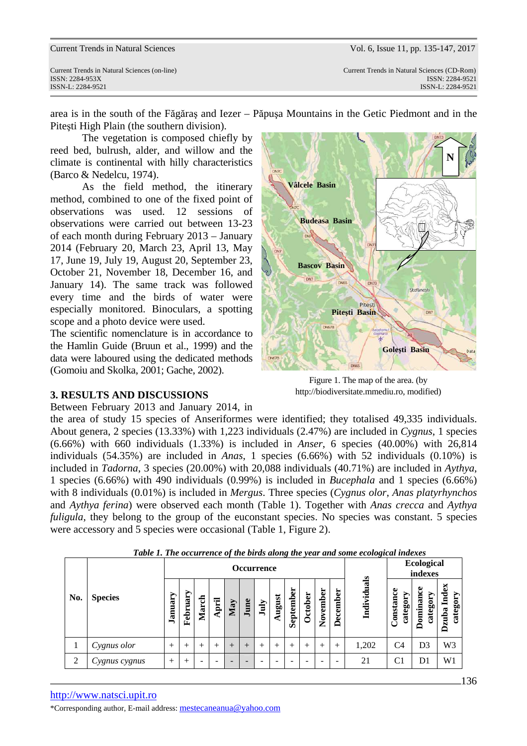area is in the south of the Făgăraş and Iezer – Păpuşa Mountains in the Getic Piedmont and in the Piteşti High Plain (the southern division).

The vegetation is composed chiefly by reed bed, bulrush, alder, and willow and the climate is continental with hilly characteristics (Barco & Nedelcu, 1974).

As the field method, the itinerary method, combined to one of the fixed point of observations was used. 12 sessions of observations were carried out between 13-23 of each month during February 2013 – January 2014 (February 20, March 23, April 13, May 17, June 19, July 19, August 20, September 23, October 21, November 18, December 16, and January 14). The same track was followed every time and the birds of water were especially monitored. Binoculars, a spotting scope and a photo device were used.

The scientific nomenclature is in accordance to the Hamlin Guide (Bruun et al., 1999) and the data were laboured using the dedicated methods (Gomoiu and Skolka, 2001; Gache, 2002).

Figure 1. The map of the area. (by http://biodiversitate.mmediu.ro, modified)

## 3. RESULTS AND DISCUSSIONS

Between February 2013 and January 2014, in the area of study 15 species of Anseriformes were identified; they totalised 49,335 individuals. About genera, 2 species (13.33%) with 1,223 individuals (2.47%) are included in *Cygnus*, 1 species (6.66%) with 660 individuals (1.33%) is included in *Anser*, 6 species (40.00%) with 26,814 individuals (54.35%) are included in *Anas*, 1 species (6.66%) with 52 individuals (0.10%) is included in *Tadorna*, 3 species (20.00%) with 20,088 individuals (40.71%) are included in *Aythya*, 1 species (6.66%) with 490 individuals (0.99%) is included in *Bucephala* and 1 species (6.66%) with 8 individuals (0.01%) is included in *Mergus*. Three species (*Cygnus olor*, *Anas platyrhynchos* and *Aythya ferina*) were observed each month (Table 1). Together with *Anas crecca* and *Aythya fuligula*, they belong to the group of the euconstant species. No species was constant. 5 species were accessory and 5 species were occasional (Table 1, Figure 2).

***Table 1. The occurrence of the birds along the year and some ecological indexes***

| No. | Species | Occurrence | | | | | | | | | | | | Individuals | Ecological indexes | | |
|---|---|---|---|---|---|---|---|---|---|---|---|---|---|---|---|---|---|
| | | January | February | March | April | May | June | July | August | September | October | November | December | | Constance category | Dominance category | Dzuba Index category |
| 1 | *Cygnus olor* | + | + | + | + | + | + | + | + | + | + | + | + | 1,202 | C4 | D3 | W3 |
| 2 | *Cygnus cygnus* | + | + | - | - | - | - | - | - | - | - | - | - | 21 | C1 | D1 | W1 |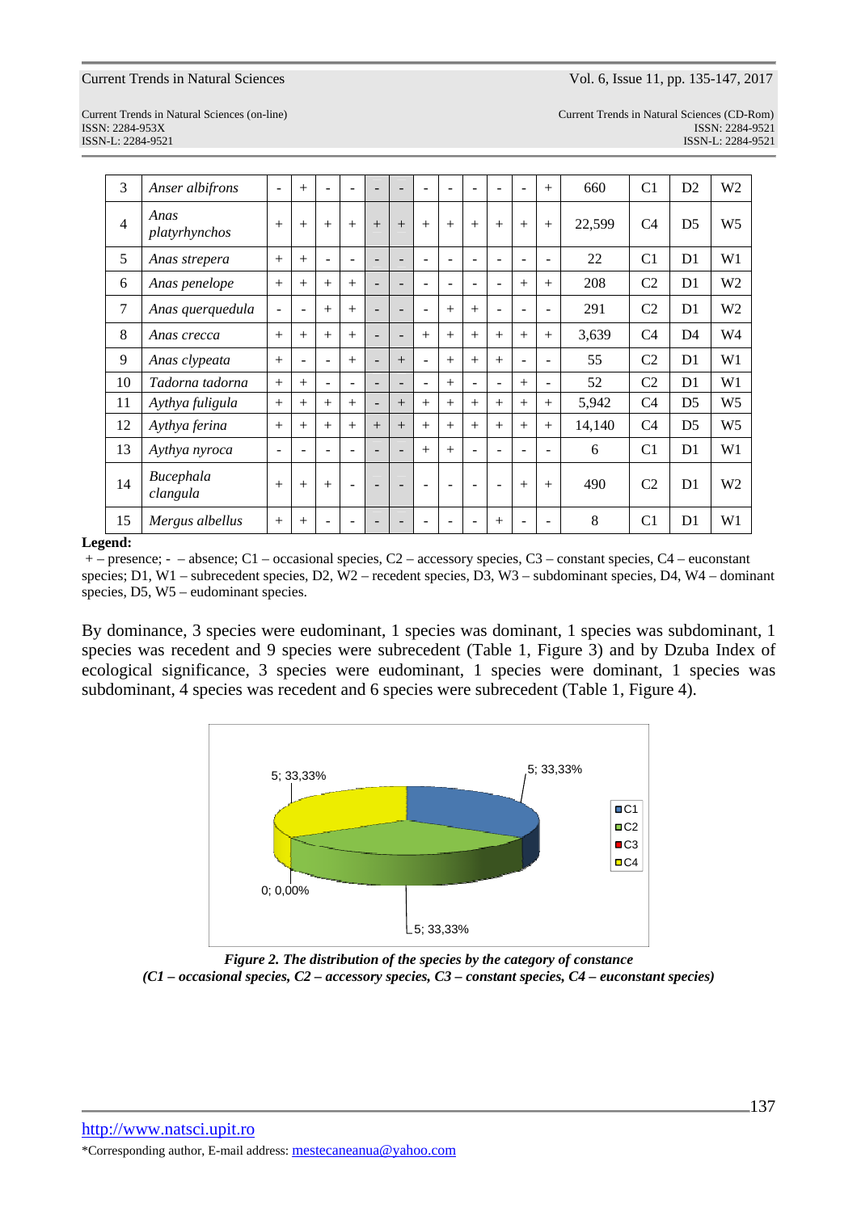| 3 | *Anser albifrons* | - | + | - | - | - | - | - | - | - | - | - | + | 660 | C1 | D2 | W2 |
|---|---|---|---|---|---|---|---|---|---|---|---|---|---|---|---|---|---|
| 4 | *Anas platyrhynchos* | + | + | + | + | + | + | + | + | + | + | + | + | 22,599 | C4 | D5 | W5 |
| 5 | *Anas strepera* | + | + | - | - | - | - | - | - | - | - | - | - | 22 | C1 | D1 | W1 |
| 6 | *Anas penelope* | + | + | + | + | - | - | - | - | - | - | + | + | 208 | C2 | D1 | W2 |
| 7 | *Anas querquedula* | - | - | + | + | - | - | - | + | + | - | - | - | 291 | C2 | D1 | W2 |
| 8 | *Anas crecca* | + | + | + | + | - | - | + | + | + | + | + | + | 3,639 | C4 | D4 | W4 |
| 9 | *Anas clypeata* | + | - | - | + | - | + | - | + | + | + | - | - | 55 | C2 | D1 | W1 |
| 10 | *Tadorna tadorna* | + | + | - | - | - | - | - | + | - | - | + | - | 52 | C2 | D1 | W1 |
| 11 | *Aythya fuligula* | + | + | + | + | - | + | + | + | + | + | + | + | 5,942 | C4 | D5 | W5 |
| 12 | *Aythya ferina* | + | + | + | + | + | + | + | + | + | + | + | + | 14,140 | C4 | D5 | W5 |
| 13 | *Aythya nyroca* | - | - | - | - | - | - | + | + | - | - | - | - | 6 | C1 | D1 | W1 |
| 14 | *Bucephala clangula* | + | + | + | - | - | - | - | - | - | - | + | + | 490 | C2 | D1 | W2 |
| 15 | *Mergus albellus* | + | + | - | - | - | - | - | - | - | + | - | - | 8 | C1 | D1 | W1 |

**Legend:**
+ – presence; - – absence; C1 – occasional species, C2 – accessory species, C3 – constant species, C4 – euconstant species; D1, W1 – subrecedent species, D2, W2 – recedent species, D3, W3 – subdominant species, D4, W4 – dominant species, D5, W5 – eudominant species.

By dominance, 3 species were eudominant, 1 species was dominant, 1 species was subdominant, 1 species was recedent and 9 species were subrecedent (Table 1, Figure 3) and by Dzuba Index of ecological significance, 3 species were eudominant, 1 species were dominant, 1 species was subdominant, 4 species was recedent and 6 species were subrecedent (Table 1, Figure 4).

***Figure 2. The distribution of the species by the category of constance (C1 – occasional species, C2 – accessory species, C3 – constant species, C4 – euconstant species)***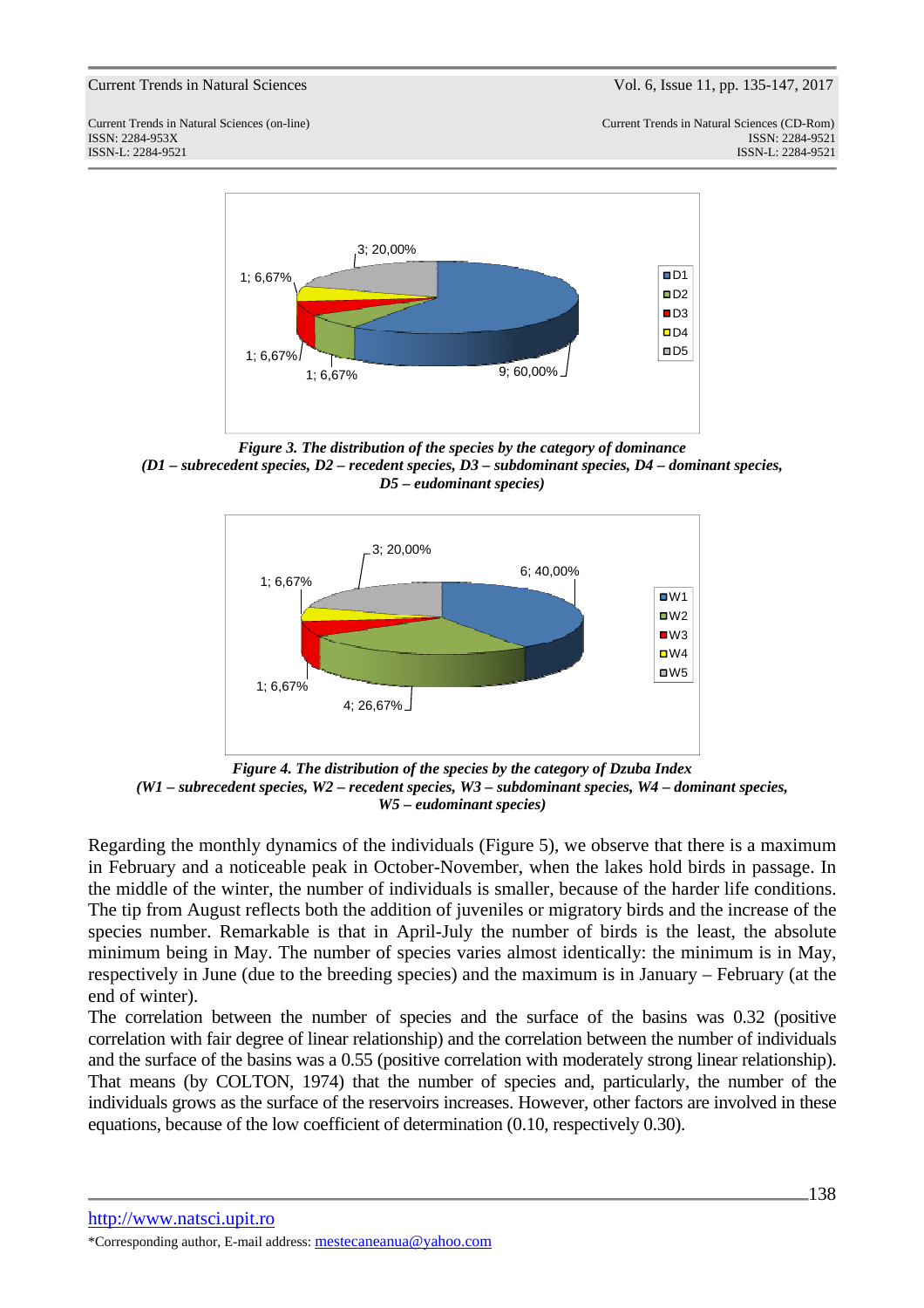*Figure 3. The distribution of the species by the category of dominance*
*(D1 – subrecedent species, D2 – recedent species, D3 – subdominant species, D4 – dominant species, D5 – eudominant species)*

*Figure 4. The distribution of the species by the category of Dzuba Index*
*(W1 – subrecedent species, W2 – recedent species, W3 – subdominant species, W4 – dominant species, W5 – eudominant species)*

Regarding the monthly dynamics of the individuals (Figure 5), we observe that there is a maximum in February and a noticeable peak in October-November, when the lakes hold birds in passage. In the middle of the winter, the number of individuals is smaller, because of the harder life conditions. The tip from August reflects both the addition of juveniles or migratory birds and the increase of the species number. Remarkable is that in April-July the number of birds is the least, the absolute minimum being in May. The number of species varies almost identically: the minimum is in May, respectively in June (due to the breeding species) and the maximum is in January – February (at the end of winter).

The correlation between the number of species and the surface of the basins was 0.32 (positive correlation with fair degree of linear relationship) and the correlation between the number of individuals and the surface of the basins was a 0.55 (positive correlation with moderately strong linear relationship). That means (by COLTON, 1974) that the number of species and, particularly, the number of the individuals grows as the surface of the reservoirs increases. However, other factors are involved in these equations, because of the low coefficient of determination (0.10, respectively 0.30).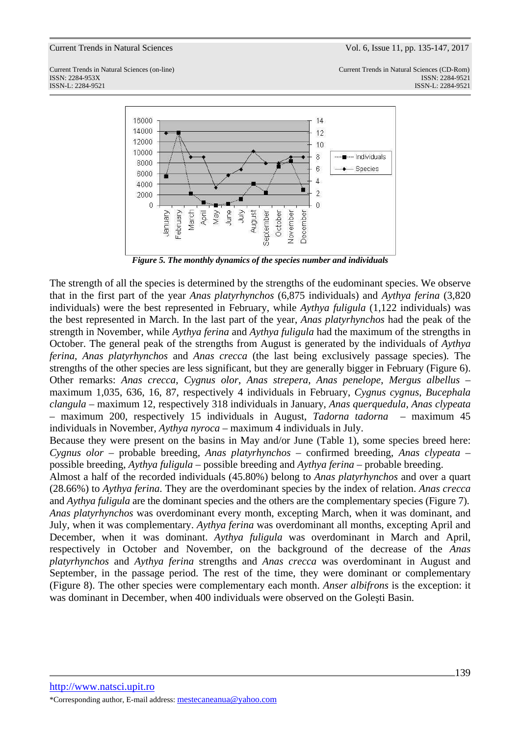*Figure 5. The monthly dynamics of the species number and individuals*

The strength of all the species is determined by the strengths of the eudominant species. We observe that in the first part of the year *Anas platyrhynchos* (6,875 individuals) and *Aythya ferina* (3,820 individuals) were the best represented in February, while *Aythya fuligula* (1,122 individuals) was the best represented in March. In the last part of the year, *Anas platyrhynchos* had the peak of the strength in November, while *Aythya ferina* and *Aythya fuligula* had the maximum of the strengths in October. The general peak of the strengths from August is generated by the individuals of *Aythya ferina*, *Anas platyrhynchos* and *Anas crecca* (the last being exclusively passage species). The strengths of the other species are less significant, but they are generally bigger in February (Figure 6). Other remarks: *Anas crecca*, *Cygnus olor*, *Anas strepera*, *Anas penelope*, *Mergus albellus* – maximum 1,035, 636, 16, 87, respectively 4 individuals in February, *Cygnus cygnus*, *Bucephala clangula* – maximum 12, respectively 318 individuals in January, *Anas querquedula*, *Anas clypeata* – maximum 200, respectively 15 individuals in August, *Tadorna tadorna* – maximum 45 individuals in November, *Aythya nyroca* – maximum 4 individuals in July.

Because they were present on the basins in May and/or June (Table 1), some species breed here: *Cygnus olor* – probable breeding, *Anas platyrhynchos* – confirmed breeding, *Anas clypeata* – possible breeding, *Aythya fuligula* – possible breeding and *Aythya ferina* – probable breeding.

Almost a half of the recorded individuals (45.80%) belong to *Anas platyrhynchos* and over a quart (28.66%) to *Aythya ferina*. They are the overdominant species by the index of relation. *Anas crecca* and *Aythya fuligula* are the dominant species and the others are the complementary species (Figure 7). *Anas platyrhynchos* was overdominant every month, excepting March, when it was dominant, and July, when it was complementary. *Aythya ferina* was overdominant all months, excepting April and December, when it was dominant. *Aythya fuligula* was overdominant in March and April, respectively in October and November, on the background of the decrease of the *Anas platyrhynchos* and *Aythya ferina* strengths and *Anas crecca* was overdominant in August and September, in the passage period. The rest of the time, they were dominant or complementary (Figure 8). The other species were complementary each month. *Anser albifrons* is the exception: it was dominant in December, when 400 individuals were observed on the Goleşti Basin.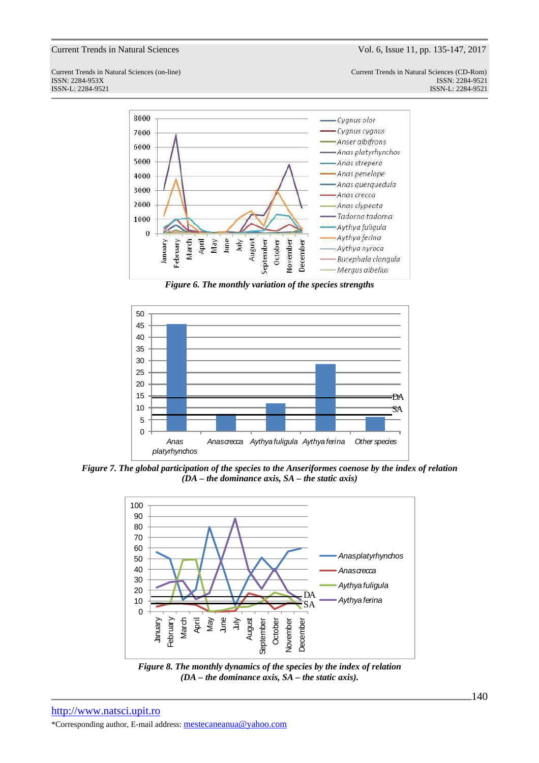*Figure 6. The monthly variation of the species strengths*

*Figure 7. The global participation of the species to the Anseriformes coenose by the index of relation (DA – the dominance axis, SA – the static axis)*

*Figure 8. The monthly dynamics of the species by the index of relation (DA – the dominance axis, SA – the static axis).*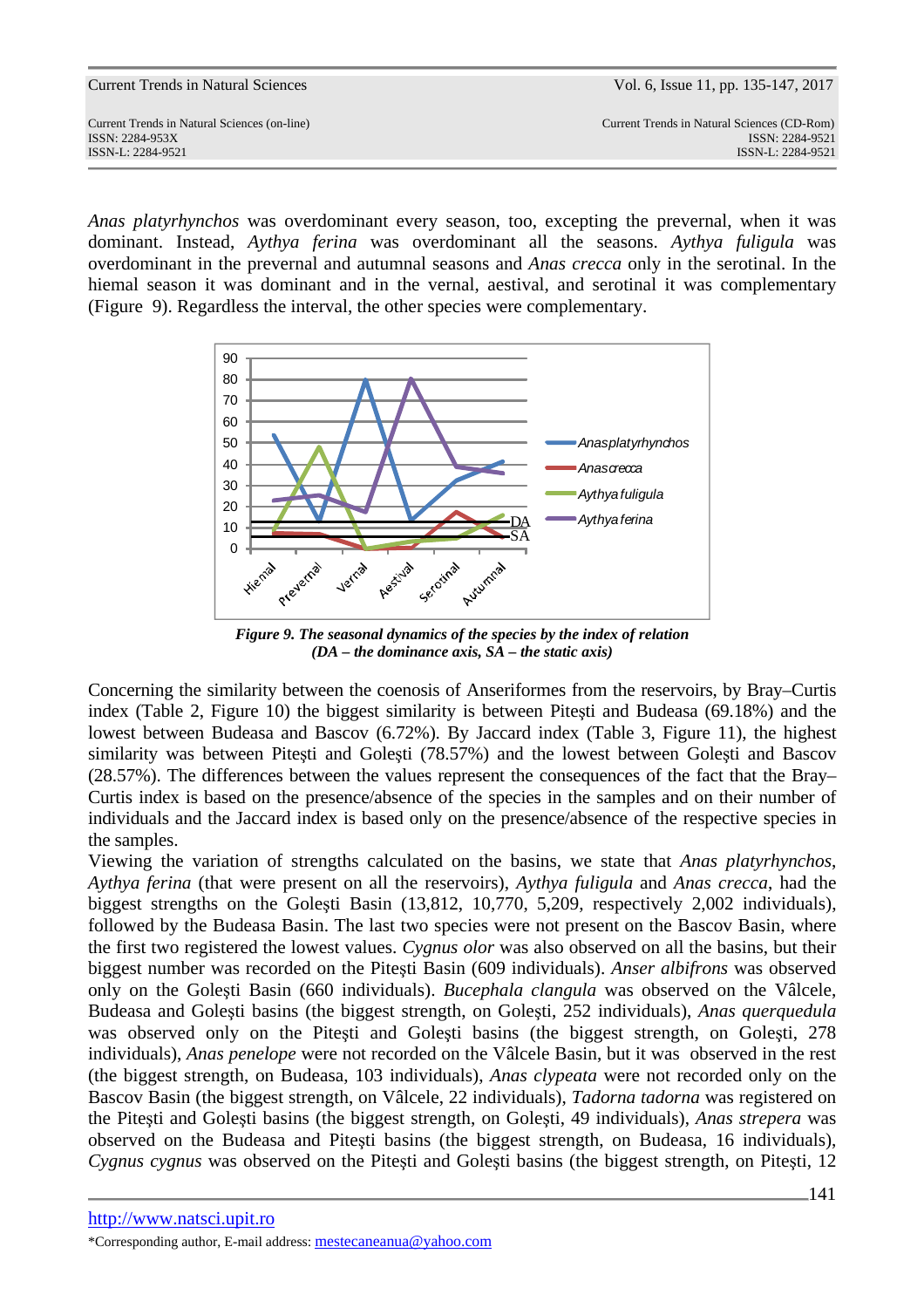*Anas platyrhynchos* was overdominant every season, too, excepting the prevernal, when it was dominant. Instead, *Aythya ferina* was overdominant all the seasons. *Aythya fuligula* was overdominant in the prevernal and autumnal seasons and *Anas crecca* only in the serotinal. In the hiemal season it was dominant and in the vernal, aestival, and serotinal it was complementary (Figure 9). Regardless the interval, the other species were complementary.

*Figure 9. The seasonal dynamics of the species by the index of relation (DA – the dominance axis, SA – the static axis)*

Concerning the similarity between the coenosis of Anseriformes from the reservoirs, by Bray–Curtis index (Table 2, Figure 10) the biggest similarity is between Piteşti and Budeasa (69.18%) and the lowest between Budeasa and Bascov (6.72%). By Jaccard index (Table 3, Figure 11), the highest similarity was between Piteşti and Goleşti (78.57%) and the lowest between Goleşti and Bascov (28.57%). The differences between the values represent the consequences of the fact that the Bray–Curtis index is based on the presence/absence of the species in the samples and on their number of individuals and the Jaccard index is based only on the presence/absence of the respective species in the samples.

Viewing the variation of strengths calculated on the basins, we state that *Anas platyrhynchos*, *Aythya ferina* (that were present on all the reservoirs), *Aythya fuligula* and *Anas crecca*, had the biggest strengths on the Goleşti Basin (13,812, 10,770, 5,209, respectively 2,002 individuals), followed by the Budeasa Basin. The last two species were not present on the Bascov Basin, where the first two registered the lowest values. *Cygnus olor* was also observed on all the basins, but their biggest number was recorded on the Piteşti Basin (609 individuals). *Anser albifrons* was observed only on the Goleşti Basin (660 individuals). *Bucephala clangula* was observed on the Vâlcele, Budeasa and Goleşti basins (the biggest strength, on Goleşti, 252 individuals), *Anas querquedula* was observed only on the Piteşti and Goleşti basins (the biggest strength, on Goleşti, 278 individuals), *Anas penelope* were not recorded on the Vâlcele Basin, but it was observed in the rest (the biggest strength, on Budeasa, 103 individuals), *Anas clypeata* were not recorded only on the Bascov Basin (the biggest strength, on Vâlcele, 22 individuals), *Tadorna tadorna* was registered on the Piteşti and Goleşti basins (the biggest strength, on Goleşti, 49 individuals), *Anas strepera* was observed on the Budeasa and Piteşti basins (the biggest strength, on Budeasa, 16 individuals), *Cygnus cygnus* was observed on the Piteşti and Goleşti basins (the biggest strength, on Piteşti, 12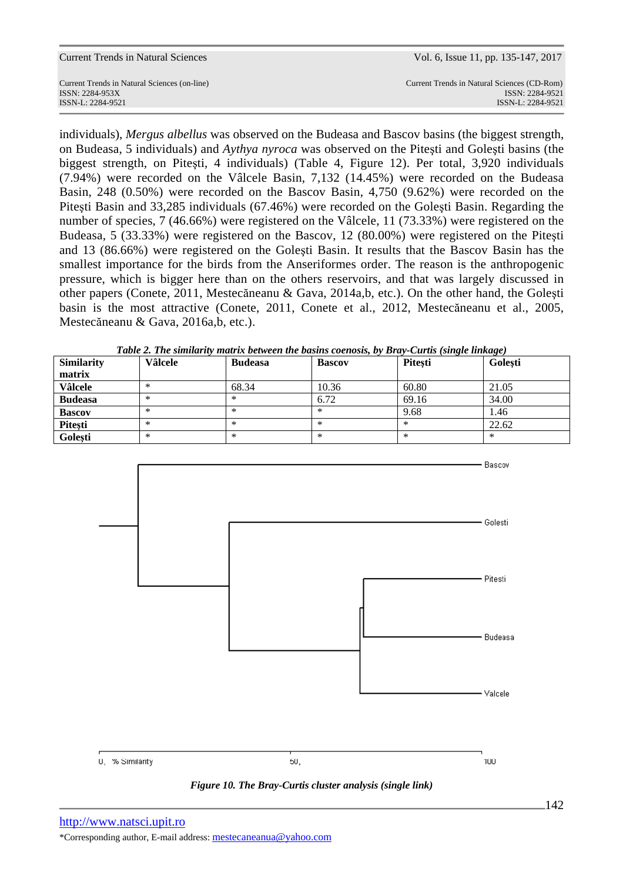individuals), *Mergus albellus* was observed on the Budeasa and Bascov basins (the biggest strength, on Budeasa, 5 individuals) and *Aythya nyroca* was observed on the Piteşti and Goleşti basins (the biggest strength, on Piteşti, 4 individuals) (Table 4, Figure 12). Per total, 3,920 individuals (7.94%) were recorded on the Vâlcele Basin, 7,132 (14.45%) were recorded on the Budeasa Basin, 248 (0.50%) were recorded on the Bascov Basin, 4,750 (9.62%) were recorded on the Piteşti Basin and 33,285 individuals (67.46%) were recorded on the Goleşti Basin. Regarding the number of species, 7 (46.66%) were registered on the Vâlcele, 11 (73.33%) were registered on the Budeasa, 5 (33.33%) were registered on the Bascov, 12 (80.00%) were registered on the Piteşti and 13 (86.66%) were registered on the Goleşti Basin. It results that the Bascov Basin has the smallest importance for the birds from the Anseriformes order. The reason is the anthropogenic pressure, which is bigger here than on the others reservoirs, and that was largely discussed in other papers (Conete, 2011, Mestecăneanu & Gava, 2014a,b, etc.). On the other hand, the Goleşti basin is the most attractive (Conete, 2011, Conete et al., 2012, Mestecăneanu et al., 2005, Mestecăneanu & Gava, 2016a,b, etc.).

***Table 2. The similarity matrix between the basins coenosis, by Bray-Curtis (single linkage)***

| **Similarity matrix** | **Vâlcele** | **Budeasa** | **Bascov** | **Piteşti** | **Goleşti** |
|---|---|---|---|---|---|
| **Vâlcele** | * | 68.34 | 10.36 | 60.80 | 21.05 |
| **Budeasa** | * | * | 6.72 | 69.16 | 34.00 |
| **Bascov** | * | * | * | 9.68 | 1.46 |
| **Piteşti** | * | * | * | * | 22.62 |
| **Goleşti** | * | * | * | * | * |

*Figure 10. The Bray-Curtis cluster analysis (single link)*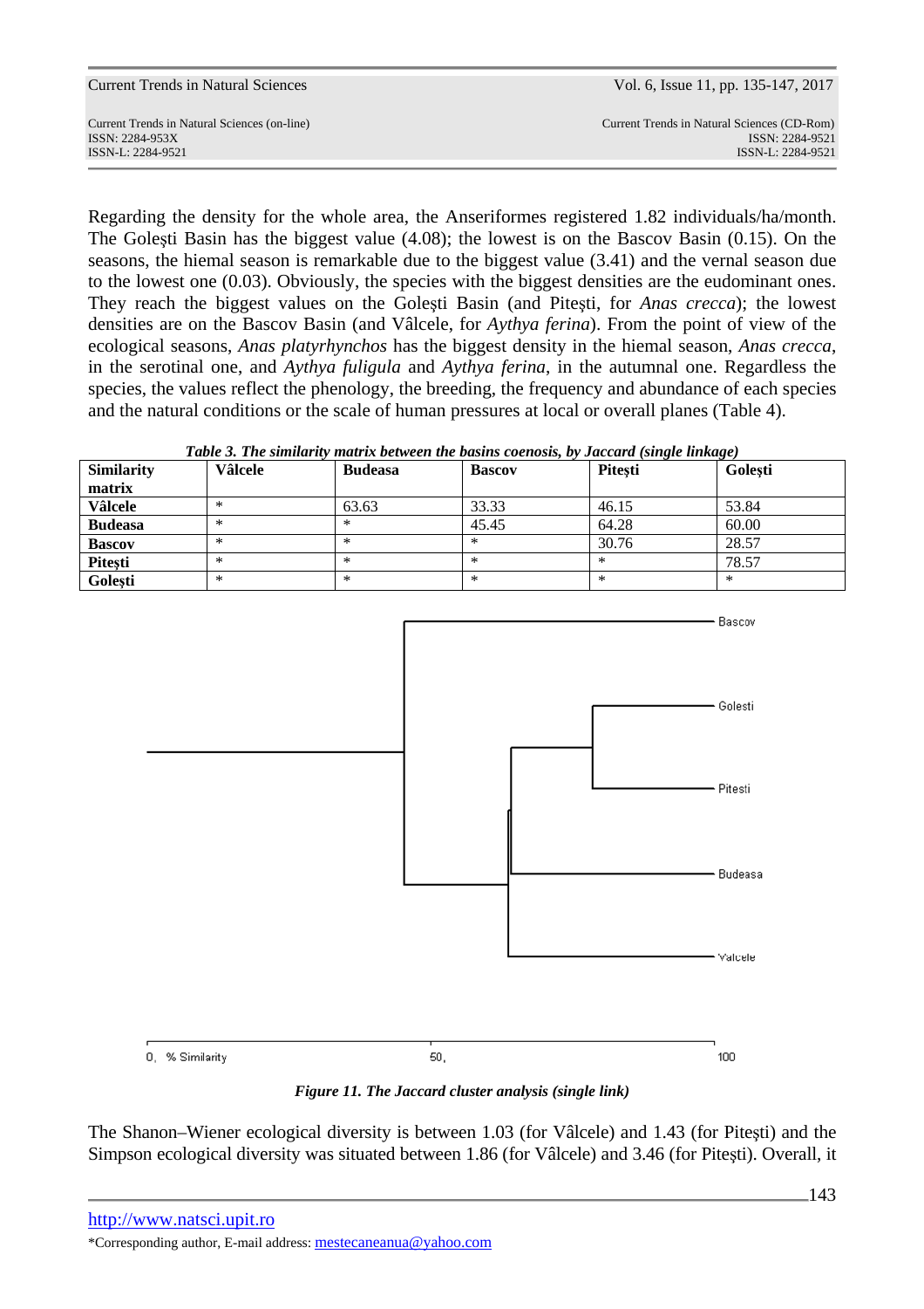Regarding the density for the whole area, the Anseriformes registered 1.82 individuals/ha/month. The Goleşti Basin has the biggest value (4.08); the lowest is on the Bascov Basin (0.15). On the seasons, the hiemal season is remarkable due to the biggest value (3.41) and the vernal season due to the lowest one (0.03). Obviously, the species with the biggest densities are the eudominant ones. They reach the biggest values on the Goleşti Basin (and Piteşti, for *Anas crecca*); the lowest densities are on the Bascov Basin (and Vâlcele, for *Aythya ferina*). From the point of view of the ecological seasons, *Anas platyrhynchos* has the biggest density in the hiemal season, *Anas crecca*, in the serotinal one, and *Aythya fuligula* and *Aythya ferina*, in the autumnal one. Regardless the species, the values reflect the phenology, the breeding, the frequency and abundance of each species and the natural conditions or the scale of human pressures at local or overall planes (Table 4).

***Table 3. The similarity matrix between the basins coenosis, by Jaccard (single linkage)***

| **Similarity matrix** | **Vâlcele** | **Budeasa** | **Bascov** | **Piteşti** | **Goleşti** |
|---|---|---|---|---|---|
| **Vâlcele** | * | 63.63 | 33.33 | 46.15 | 53.84 |
| **Budeasa** | * | * | 45.45 | 64.28 | 60.00 |
| **Bascov** | * | * | * | 30.76 | 28.57 |
| **Piteşti** | * | * | * | * | 78.57 |
| **Goleşti** | * | * | * | * | * |

***Figure 11. The Jaccard cluster analysis (single link)***

The Shanon–Wiener ecological diversity is between 1.03 (for Vâlcele) and 1.43 (for Piteşti) and the Simpson ecological diversity was situated between 1.86 (for Vâlcele) and 3.46 (for Piteşti). Overall, it

http://www.natsci.upit.ro

*Corresponding author, E-mail address: mestecaneanua@yahoo.com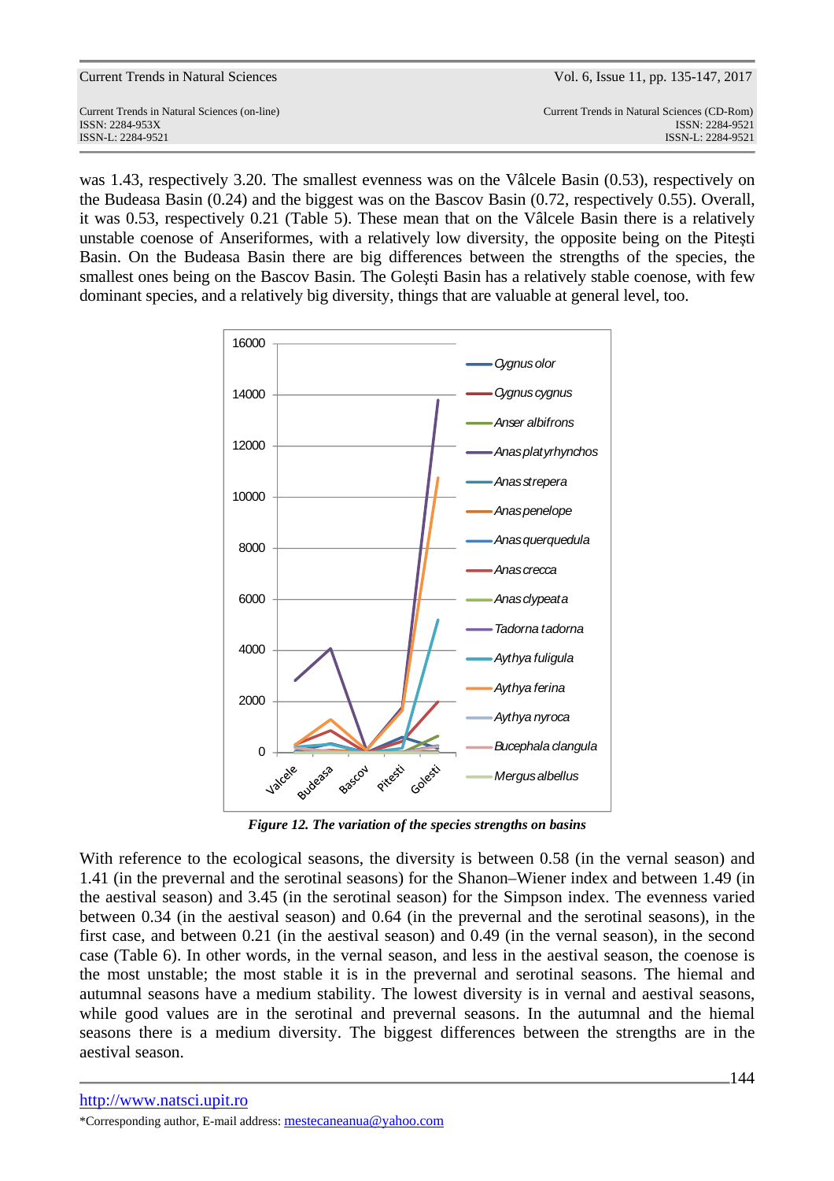was 1.43, respectively 3.20. The smallest evenness was on the Vâlcele Basin (0.53), respectively on the Budeasa Basin (0.24) and the biggest was on the Bascov Basin (0.72, respectively 0.55). Overall, it was 0.53, respectively 0.21 (Table 5). These mean that on the Vâlcele Basin there is a relatively unstable coenose of Anseriformes, with a relatively low diversity, the opposite being on the Piteşti Basin. On the Budeasa Basin there are big differences between the strengths of the species, the smallest ones being on the Bascov Basin. The Goleşti Basin has a relatively stable coenose, with few dominant species, and a relatively big diversity, things that are valuable at general level, too.

***Figure 12. The variation of the species strengths on basins***

With reference to the ecological seasons, the diversity is between 0.58 (in the vernal season) and 1.41 (in the prevernal and the serotinal seasons) for the Shanon–Wiener index and between 1.49 (in the aestival season) and 3.45 (in the serotinal season) for the Simpson index. The evenness varied between 0.34 (in the aestival season) and 0.64 (in the prevernal and the serotinal seasons), in the first case, and between 0.21 (in the aestival season) and 0.49 (in the vernal season), in the second case (Table 6). In other words, in the vernal season, and less in the aestival season, the coenose is the most unstable; the most stable it is in the prevernal and serotinal seasons. The hiemal and autumnal seasons have a medium stability. The lowest diversity is in vernal and aestival seasons, while good values are in the serotinal and prevernal seasons. In the autumnal and the hiemal seasons there is a medium diversity. The biggest differences between the strengths are in the aestival season.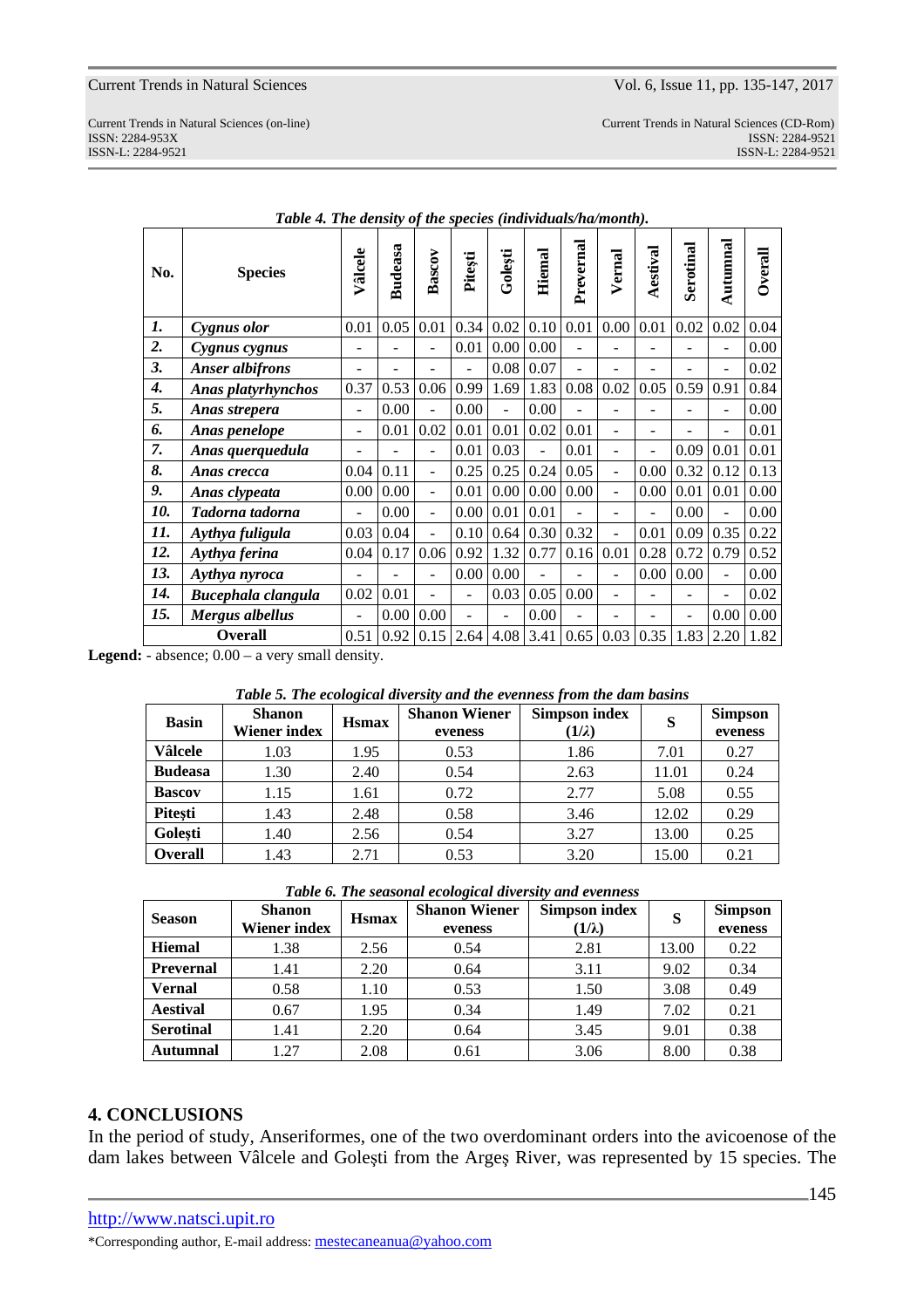*Table 4. The density of the species (individuals/ha/month).*

| No. | Species | Vâlcele | Budeasa | Bascov | Pitești | Golești | Hiemal | Preverna l | Vernal | Aestival | Serotinal | Autumnal | Overall |
|---|---|---|---|---|---|---|---|---|---|---|---|---|---|
| *1.* | *Cygnus olor* | 0.01 | 0.05 | 0.01 | 0.34 | 0.02 | 0.10 | 0.01 | 0.00 | 0.01 | 0.02 | 0.02 | 0.04 |
| *2.* | *Cygnus cygnus* | - | - | - | 0.01 | 0.00 | 0.00 | - | - | - | - | - | 0.00 |
| *3.* | *Anser albifrons* | - | - | - | - | 0.08 | 0.07 | - | - | - | - | - | 0.02 |
| *4.* | *Anas platyrhynchos* | 0.37 | 0.53 | 0.06 | 0.99 | 1.69 | 1.83 | 0.08 | 0.02 | 0.05 | 0.59 | 0.91 | 0.84 |
| *5.* | *Anas strepera* | - | 0.00 | - | 0.00 | - | 0.00 | - | - | - | - | - | 0.00 |
| *6.* | *Anas penelope* | - | 0.01 | 0.02 | 0.01 | 0.01 | 0.02 | 0.01 | - | - | - | - | 0.01 |
| *7.* | *Anas querquedula* | - | - | - | 0.01 | 0.03 | - | 0.01 | - | - | 0.09 | 0.01 | 0.01 |
| *8.* | *Anas crecca* | 0.04 | 0.11 | - | 0.25 | 0.25 | 0.24 | 0.05 | - | 0.00 | 0.32 | 0.12 | 0.13 |
| *9.* | *Anas clypeata* | 0.00 | 0.00 | - | 0.01 | 0.00 | 0.00 | 0.00 | - | 0.00 | 0.01 | 0.01 | 0.00 |
| *10.* | *Tadorna tadorna* | - | 0.00 | - | 0.00 | 0.01 | 0.01 | - | - | - | 0.00 | - | 0.00 |
| *11.* | *Aythya fuligula* | 0.03 | 0.04 | - | 0.10 | 0.64 | 0.30 | 0.32 | - | 0.01 | 0.09 | 0.35 | 0.22 |
| *12.* | *Aythya ferina* | 0.04 | 0.17 | 0.06 | 0.92 | 1.32 | 0.77 | 0.16 | 0.01 | 0.28 | 0.72 | 0.79 | 0.52 |
| *13.* | *Aythya nyroca* | - | - | - | 0.00 | 0.00 | - | - | - | 0.00 | 0.00 | - | 0.00 |
| *14.* | *Bucephala clangula* | 0.02 | 0.01 | - | - | 0.03 | 0.05 | 0.00 | - | - | - | - | 0.02 |
| *15.* | *Mergus albellus* | - | 0.00 | 0.00 | - | - | 0.00 | - | - | - | - | 0.00 | 0.00 |
| | **Overall** | 0.51 | 0.92 | 0.15 | 2.64 | 4.08 | 3.41 | 0.65 | 0.03 | 0.35 | 1.83 | 2.20 | 1.82 |

**Legend:** - absence; 0.00 – a very small density.

*Table 5. The ecological diversity and the evenness from the dam basins*

| Basin | Shanon Wiener index | Hsmax | Shanon Wiener eveness | Simpson index (1/λ) | S | Simpson eveness |
|---|---|---|---|---|---|---|
| **Vâlcele** | 1.03 | 1.95 | 0.53 | 1.86 | 7.01 | 0.27 |
| **Budeasa** | 1.30 | 2.40 | 0.54 | 2.63 | 11.01 | 0.24 |
| **Bascov** | 1.15 | 1.61 | 0.72 | 2.77 | 5.08 | 0.55 |
| **Pitești** | 1.43 | 2.48 | 0.58 | 3.46 | 12.02 | 0.29 |
| **Golești** | 1.40 | 2.56 | 0.54 | 3.27 | 13.00 | 0.25 |
| **Overall** | 1.43 | 2.71 | 0.53 | 3.20 | 15.00 | 0.21 |

*Table 6. The seasonal ecological diversity and evenness*

| Season | Shanon Wiener index | Hsmax | Shanon Wiener eveness | Simpson index (1/λ) | S | Simpson eveness |
|---|---|---|---|---|---|---|
| **Hiemal** | 1.38 | 2.56 | 0.54 | 2.81 | 13.00 | 0.22 |
| **Prevernal** | 1.41 | 2.20 | 0.64 | 3.11 | 9.02 | 0.34 |
| **Vernal** | 0.58 | 1.10 | 0.53 | 1.50 | 3.08 | 0.49 |
| **Aestival** | 0.67 | 1.95 | 0.34 | 1.49 | 7.02 | 0.21 |
| **Serotinal** | 1.41 | 2.20 | 0.64 | 3.45 | 9.01 | 0.38 |
| **Autumnal** | 1.27 | 2.08 | 0.61 | 3.06 | 8.00 | 0.38 |

## 4. CONCLUSIONS

In the period of study, Anseriformes, one of the two overdominant orders into the avicoenose of the dam lakes between Vâlcele and Goleşti from the Argeş River, was represented by 15 species. The

http://www.natsci.upit.ro

*Corresponding author, E-mail address: mestecaneanua@yahoo.com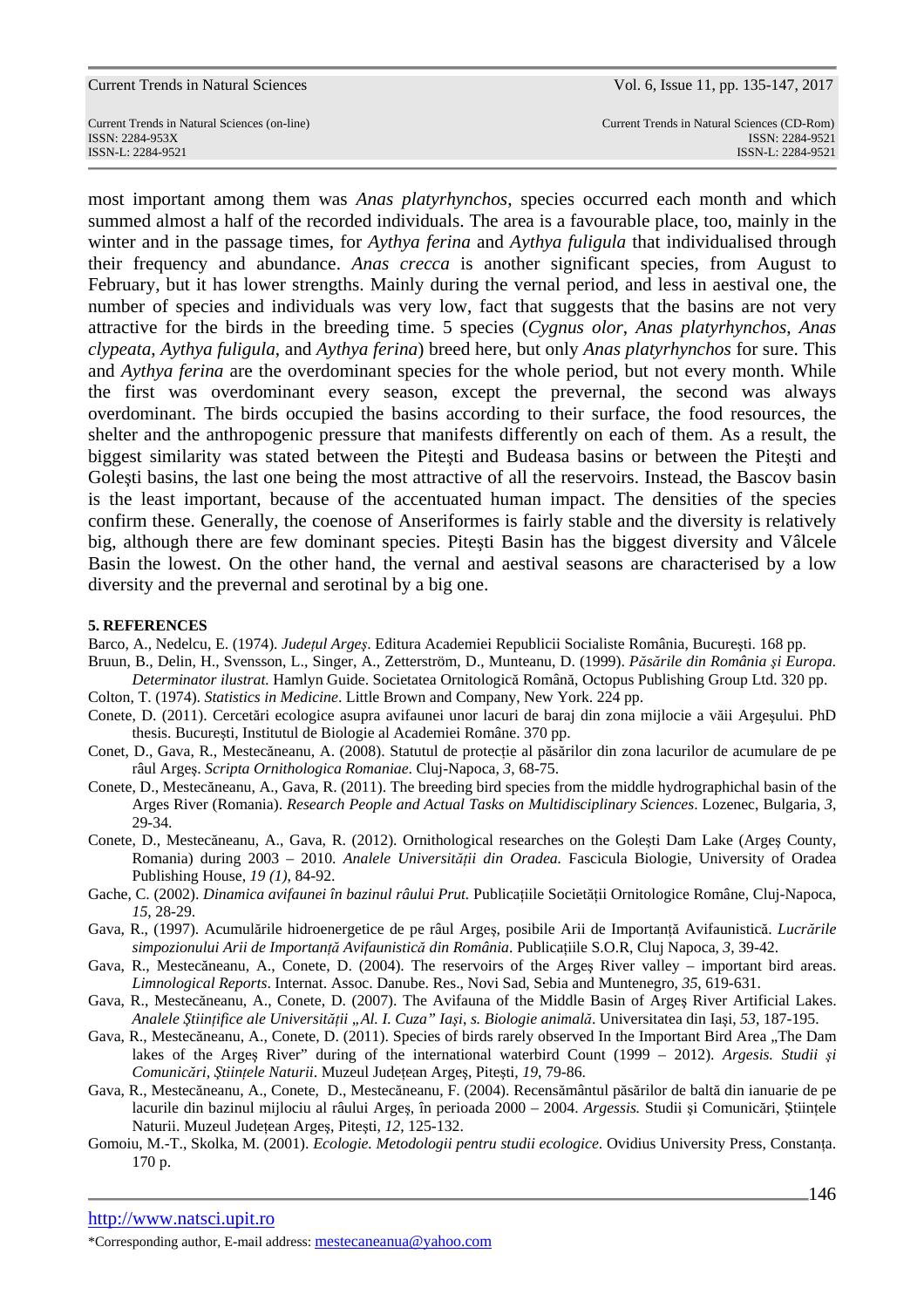most important among them was *Anas platyrhynchos*, species occurred each month and which summed almost a half of the recorded individuals. The area is a favourable place, too, mainly in the winter and in the passage times, for *Aythya ferina* and *Aythya fuligula* that individualised through their frequency and abundance. *Anas crecca* is another significant species, from August to February, but it has lower strengths. Mainly during the vernal period, and less in aestival one, the number of species and individuals was very low, fact that suggests that the basins are not very attractive for the birds in the breeding time. 5 species (*Cygnus olor*, *Anas platyrhynchos*, *Anas clypeata*, *Aythya fuligula*, and *Aythya ferina*) breed here, but only *Anas platyrhynchos* for sure. This and *Aythya ferina* are the overdominant species for the whole period, but not every month. While the first was overdominant every season, except the prevernal, the second was always overdominant. The birds occupied the basins according to their surface, the food resources, the shelter and the anthropogenic pressure that manifests differently on each of them. As a result, the biggest similarity was stated between the Piteşti and Budeasa basins or between the Piteşti and Goleşti basins, the last one being the most attractive of all the reservoirs. Instead, the Bascov basin is the least important, because of the accentuated human impact. The densities of the species confirm these. Generally, the coenose of Anseriformes is fairly stable and the diversity is relatively big, although there are few dominant species. Piteşti Basin has the biggest diversity and Vâlcele Basin the lowest. On the other hand, the vernal and aestival seasons are characterised by a low diversity and the prevernal and serotinal by a big one.

## 5. REFERENCES

Barco, A., Nedelcu, E. (1974). *Judeţul Argeş*. Editura Academiei Republicii Socialiste România, Bucureşti. 168 pp.

Bruun, B., Delin, H., Svensson, L., Singer, A., Zetterström, D., Munteanu, D. (1999). *Păsările din România şi Europa. Determinator ilustrat.* Hamlyn Guide. Societatea Ornitologică Română, Octopus Publishing Group Ltd. 320 pp.

Colton, T. (1974). *Statistics in Medicine*. Little Brown and Company, New York. 224 pp.

Conete, D. (2011). Cercetări ecologice asupra avifaunei unor lacuri de baraj din zona mijlocie a văii Argeşului. PhD thesis. Bucureşti, Institutul de Biologie al Academiei Române. 370 pp.

Conet, D., Gava, R., Mestecăneanu, A. (2008). Statutul de protecţie al păsărilor din zona lacurilor de acumulare de pe râul Argeş. *Scripta Ornithologica Romaniae*. Cluj-Napoca, *3*, 68-75.

Conete, D., Mestecăneanu, A., Gava, R. (2011). The breeding bird species from the middle hydrographichal basin of the Arges River (Romania). *Research People and Actual Tasks on Multidisciplinary Sciences*. Lozenec, Bulgaria, *3*, 29-34.

Conete, D., Mestecăneanu, A., Gava, R. (2012). Ornithological researches on the Goleşti Dam Lake (Argeş County, Romania) during 2003 – 2010. *Analele Universităţii din Oradea.* Fascicula Biologie, University of Oradea Publishing House, *19 (1)*, 84-92.

Gache, C. (2002). *Dinamica avifaunei în bazinul râului Prut.* Publicaţiile Societăţii Ornitologice Române, Cluj-Napoca, *15*, 28-29.

Gava, R., (1997). Acumulările hidroenergetice de pe râul Argeş, posibile Arii de Importanţă Avifaunistică. *Lucrările simpozionului Arii de Importanţă Avifaunistică din România*. Publicaţiile S.O.R, Cluj Napoca, *3*, 39-42.

Gava, R., Mestecăneanu, A., Conete, D. (2004). The reservoirs of the Argeş River valley – important bird areas. *Limnological Reports*. Internat. Assoc. Danube. Res., Novi Sad, Sebia and Muntenegro, *35*, 619-631.

Gava, R., Mestecăneanu, A., Conete, D. (2007). The Avifauna of the Middle Basin of Argeş River Artificial Lakes. *Analele Ştiinţifice ale Universităţii „Al. I. Cuza" Iaşi, s. Biologie animală*. Universitatea din Iaşi, *53*, 187-195.

Gava, R., Mestecăneanu, A., Conete, D. (2011). Species of birds rarely observed In the Important Bird Area „The Dam lakes of the Argeş River" during of the international waterbird Count (1999 – 2012). *Argesis. Studii şi Comunicări, Ştiinţele Naturii*. Muzeul Judeţean Argeş, Piteşti, *19*, 79-86.

Gava, R., Mestecăneanu, A., Conete, D., Mestecăneanu, F. (2004). Recensământul păsărilor de baltă din ianuarie de pe lacurile din bazinul mijlociu al râului Argeş, în perioada 2000 – 2004. *Argessis.* Studii şi Comunicări, Ştiinţele Naturii. Muzeul Judeţean Argeş, Piteşti, *12*, 125-132.

Gomoiu, M.-T., Skolka, M. (2001). *Ecologie. Metodologii pentru studii ecologice.* Ovidius University Press, Constanţa. 170 p.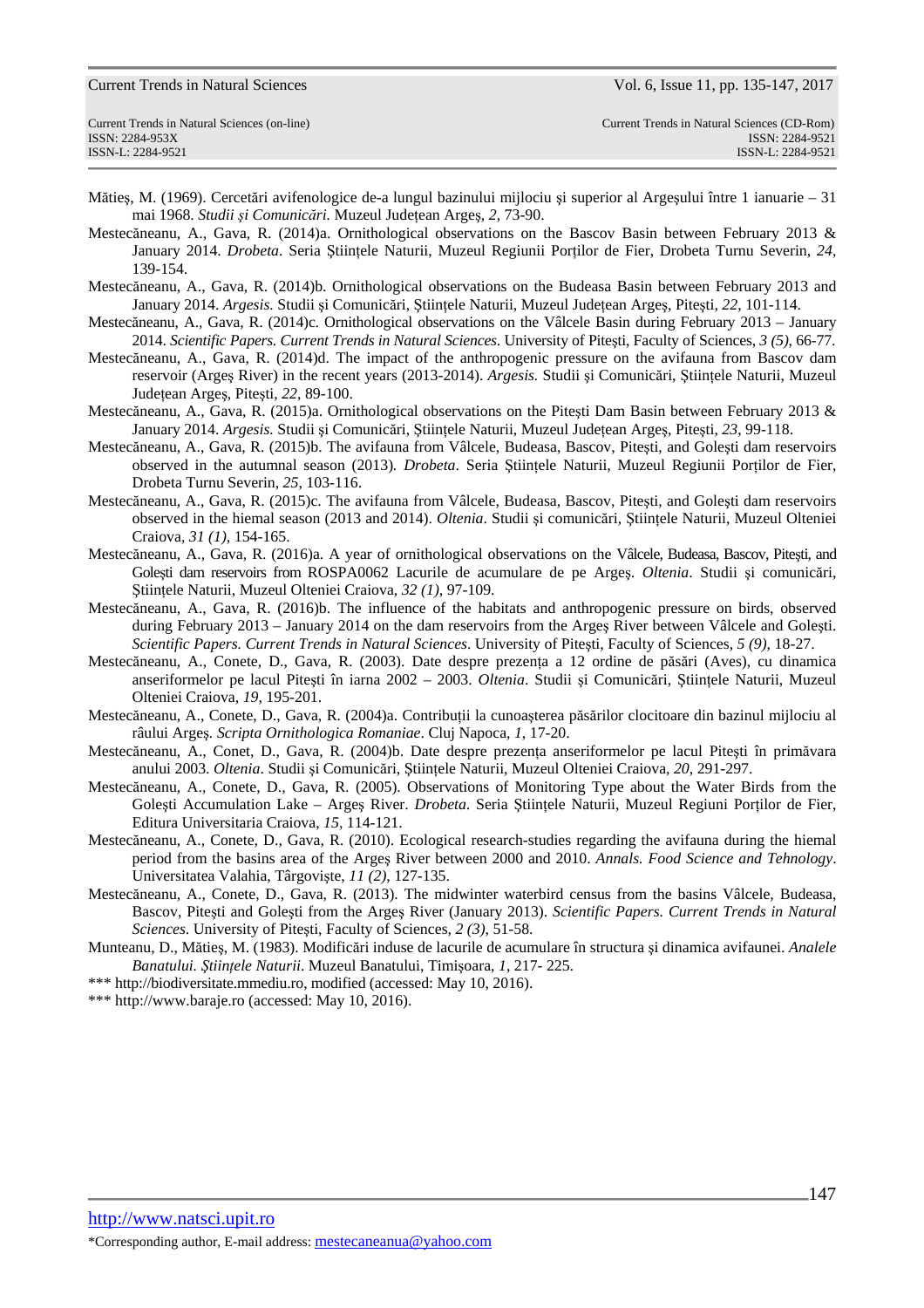Măties, M. (1969). Cercetări avifenologice de-a lungul bazinului mijlociu şi superior al Argeşului între 1 ianuarie – 31 mai 1968. *Studii şi Comunicări.* Muzeul Judeţean Argeş, *2*, 73-90.

Mestecăneanu, A., Gava, R. (2014)a. Ornithological observations on the Bascov Basin between February 2013 & January 2014. *Drobeta*. Seria Ştiinţele Naturii, Muzeul Regiunii Porţilor de Fier, Drobeta Turnu Severin, *24*, 139-154.

Mestecăneanu, A., Gava, R. (2014)b. Ornithological observations on the Budeasa Basin between February 2013 and January 2014. *Argesis.* Studii şi Comunicări, Ştiinţele Naturii, Muzeul Judeţean Argeş, Piteşti, *22*, 101-114.

Mestecăneanu, A., Gava, R. (2014)c. Ornithological observations on the Vâlcele Basin during February 2013 – January 2014. *Scientific Papers. Current Trends in Natural Sciences*. University of Piteşti, Faculty of Sciences, *3 (5)*, 66-77.

Mestecăneanu, A., Gava, R. (2014)d. The impact of the anthropogenic pressure on the avifauna from Bascov dam reservoir (Argeş River) in the recent years (2013-2014). *Argesis.* Studii şi Comunicări, Ştiinţele Naturii, Muzeul Judeţean Argeş, Piteşti, *22*, 89-100.

Mestecăneanu, A., Gava, R. (2015)a. Ornithological observations on the Piteşti Dam Basin between February 2013 & January 2014. *Argesis.* Studii şi Comunicări, Ştiinţele Naturii, Muzeul Judeţean Argeş, Piteşti, *23*, 99-118.

Mestecăneanu, A., Gava, R. (2015)b. The avifauna from Vâlcele, Budeasa, Bascov, Piteşti, and Goleşti dam reservoirs observed in the autumnal season (2013). *Drobeta*. Seria Ştiinţele Naturii, Muzeul Regiunii Porţilor de Fier, Drobeta Turnu Severin, *25*, 103-116.

Mestecăneanu, A., Gava, R. (2015)c. The avifauna from Vâlcele, Budeasa, Bascov, Piteşti, and Goleşti dam reservoirs observed in the hiemal season (2013 and 2014). *Oltenia*. Studii şi comunicări, Ştiinţele Naturii, Muzeul Olteniei Craiova, *31 (1)*, 154-165.

Mestecăneanu, A., Gava, R. (2016)a. A year of ornithological observations on the Vâlcele, Budeasa, Bascov, Piteşti, and Goleşti dam reservoirs from ROSPA0062 Lacurile de acumulare de pe Argeş. *Oltenia*. Studii şi comunicări, Ştiinţele Naturii, Muzeul Olteniei Craiova, *32 (1)*, 97-109.

Mestecăneanu, A., Gava, R. (2016)b. The influence of the habitats and anthropogenic pressure on birds, observed during February 2013 – January 2014 on the dam reservoirs from the Argeş River between Vâlcele and Goleşti. *Scientific Papers. Current Trends in Natural Sciences*. University of Piteşti, Faculty of Sciences, *5 (9)*, 18-27.

Mestecăneanu, A., Conete, D., Gava, R. (2003). Date despre prezenţa a 12 ordine de păsări (Aves), cu dinamica anseriformelor pe lacul Piteşti în iarna 2002 – 2003. *Oltenia*. Studii şi Comunicări, Ştiinţele Naturii, Muzeul Olteniei Craiova, *19*, 195-201.

Mestecăneanu, A., Conete, D., Gava, R. (2004)a. Contribuţii la cunoaşterea păsărilor clocitoare din bazinul mijlociu al râului Argeş. *Scripta Ornithologica Romaniae*. Cluj Napoca, *1*, 17-20.

Mestecăneanu, A., Conet, D., Gava, R. (2004)b. Date despre prezenţa anseriformelor pe lacul Piteşti în primăvara anului 2003. *Oltenia*. Studii şi Comunicări, Ştiinţele Naturii, Muzeul Olteniei Craiova, *20*, 291-297.

Mestecăneanu, A., Conete, D., Gava, R. (2005). Observations of Monitoring Type about the Water Birds from the Goleşti Accumulation Lake – Argeş River. *Drobeta*. Seria Ştiinţele Naturii, Muzeul Regiuni Porţilor de Fier, Editura Universitaria Craiova, *15*, 114-121.

Mestecăneanu, A., Conete, D., Gava, R. (2010). Ecological research-studies regarding the avifauna during the hiemal period from the basins area of the Argeş River between 2000 and 2010. *Annals. Food Science and Tehnology*. Universitatea Valahia, Târgovişte, *11 (2)*, 127-135.

Mestecăneanu, A., Conete, D., Gava, R. (2013). The midwinter waterbird census from the basins Vâlcele, Budeasa, Bascov, Piteşti and Goleşti from the Argeş River (January 2013). *Scientific Papers. Current Trends in Natural Sciences*. University of Piteşti, Faculty of Sciences, *2 (3)*, 51-58.

Munteanu, D., Măties, M. (1983). Modificări induse de lacurile de acumulare în structura şi dinamica avifaunei. *Analele Banatului. Ştiinţele Naturii*. Muzeul Banatului, Timişoara, *1*, 217- 225.

*** http://biodiversitate.mmediu.ro, modified (accessed: May 10, 2016).

*** http://www.baraje.ro (accessed: May 10, 2016).

*Corresponding author, E-mail address: mestecaneanua@yahoo.com